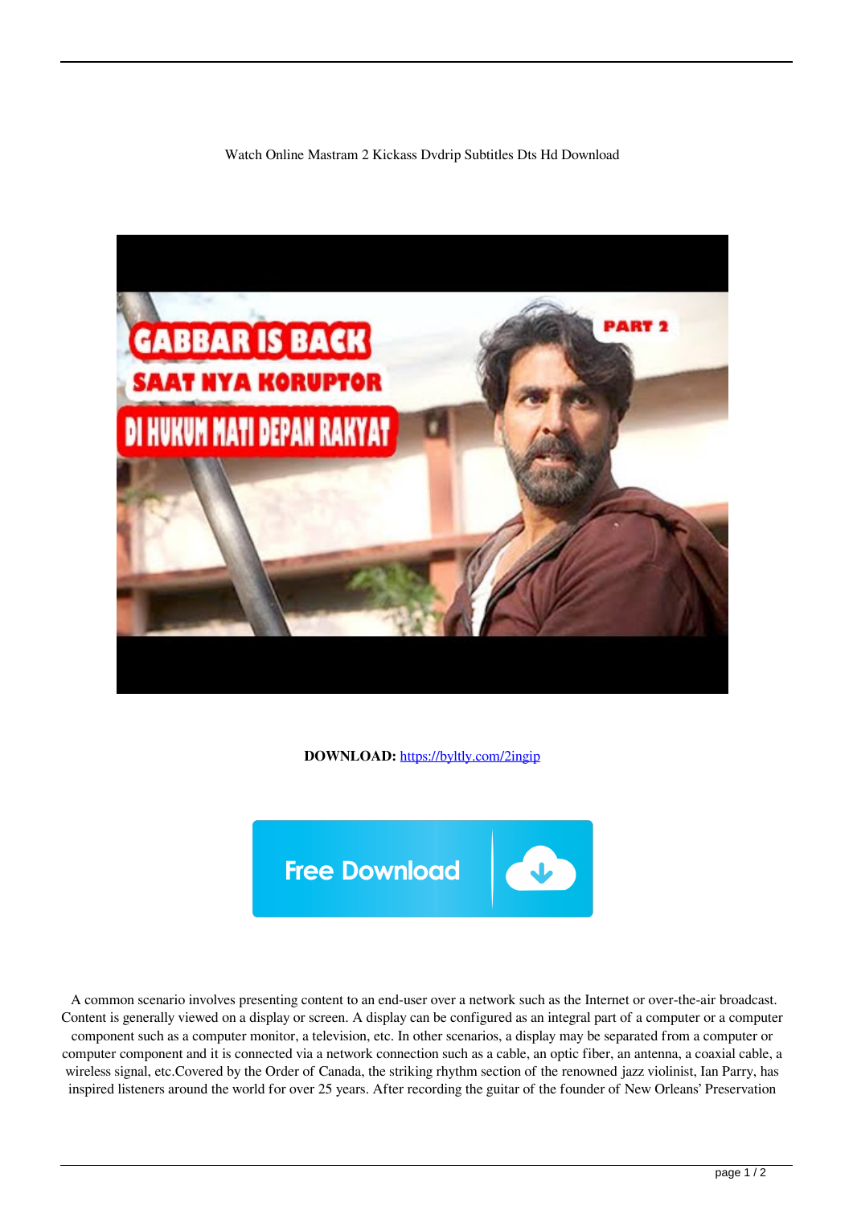Watch Online Mastram 2 Kickass Dvdrip Subtitles Dts Hd Download

**DOWNLOAD:** https://byltly.com/2ingip

A common scenario involves presenting content to an end-user over a network such as the Internet or over-the-air broadcast. Content is generally viewed on a display or screen. A display can be configured as an integral part of a computer or a computer component such as a computer monitor, a television, etc. In other scenarios, a display may be separated from a computer or computer component and it is connected via a network connection such as a cable, an optic fiber, an antenna, a coaxial cable, a wireless signal, etc.Covered by the Order of Canada, the striking rhythm section of the renowned jazz violinist, Ian Parry, has inspired listeners around the world for over 25 years. After recording the guitar of the founder of New Orleans' Preservation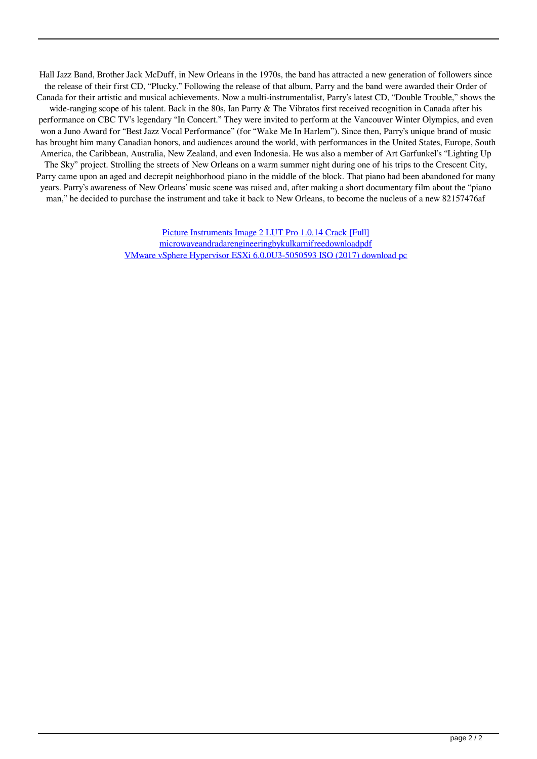Hall Jazz Band, Brother Jack McDuff, in New Orleans in the 1970s, the band has attracted a new generation of followers since the release of their first CD, "Plucky." Following the release of that album, Parry and the band were awarded their Order of Canada for their artistic and musical achievements. Now a multi-instrumentalist, Parry's latest CD, "Double Trouble," shows the wide-ranging scope of his talent. Back in the 80s, Ian Parry & The Vibratos first received recognition in Canada after his performance on CBC TV's legendary "In Concert." They were invited to perform at the Vancouver Winter Olympics, and even won a Juno Award for "Best Jazz Vocal Performance" (for "Wake Me In Harlem"). Since then, Parry's unique brand of music has brought him many Canadian honors, and audiences around the world, with performances in the United States, Europe, South America, the Caribbean, Australia, New Zealand, and even Indonesia. He was also a member of Art Garfunkel's "Lighting Up The Sky" project. Strolling the streets of New Orleans on a warm summer night during one of his trips to the Crescent City, Parry came upon an aged and decrepit neighborhood piano in the middle of the block. That piano had been abandoned for many years. Parry's awareness of New Orleans' music scene was raised and, after making a short documentary film about the "piano man," he decided to purchase the instrument and take it back to New Orleans, to become the nucleus of a new 82157476af

Picture Instruments Image 2 LUT Pro 1.0.14 Crack [Full]
microwaveandradarengineeringbykulkarnifreedownloadpdf
VMware vSphere Hypervisor ESXi 6.0.0U3-5050593 ISO (2017) download pc